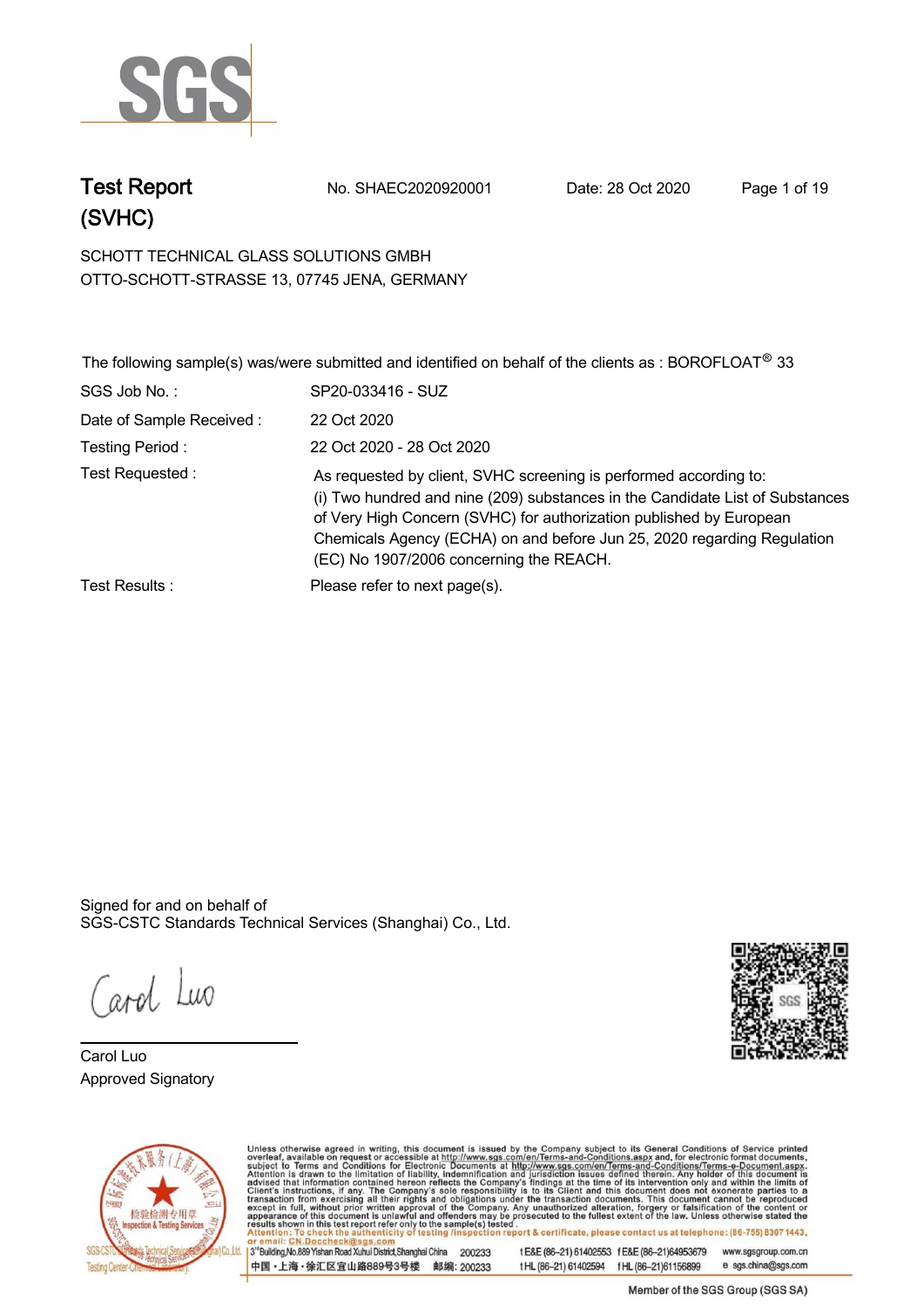# Test Report (SVHC)

No. SHAEC2020920001 | Date: 28 Oct 2020

SCHOTT TECHNICAL GLASS SOLUTIONS GMBH
OTTO-SCHOTT-STRASSE 13, 07745 JENA, GERMANY

The following sample(s) was/were submitted and identified on behalf of the clients as : BOROFLOAT® 33

| | |
|---|---|
| SGS Job No. : | SP20-033416 - SUZ |
| Date of Sample Received : | 22 Oct 2020 |
| Testing Period : | 22 Oct 2020 - 28 Oct 2020 |
| Test Requested : | As requested by client, SVHC screening is performed according to: (i) Two hundred and nine (209) substances in the Candidate List of Substances of Very High Concern (SVHC) for authorization published by European Chemicals Agency (ECHA) on and before Jun 25, 2020 regarding Regulation (EC) No 1907/2006 concerning the REACH. |
| Test Results : | Please refer to next page(s). |

Signed for and on behalf of
SGS-CSTC Standards Technical Services (Shanghai) Co., Ltd.

Carol Luo
Approved Signatory

Unless otherwise agreed in writing, this document is issued by the Company subject to its General Conditions of Service printed overleaf, available on request or accessible at http://www.sgs.com/en/Terms-and-Conditions.aspx and, for electronic format documents, subject to Terms and Conditions for Electronic Documents at http://www.sgs.com/en/Terms-and-Conditions/Terms-e-Document.aspx. Attention is drawn to the limitation of liability, indemnification and jurisdiction issues defined therein. Any holder of this document is advised that information contained hereon reflects the Company's findings at the time of its intervention only and within the limits of Client's instructions, if any. The Company's sole responsibility is to its Client and this document does not exonerate parties to a transaction from exercising all their rights and obligations under the transaction documents. This document cannot be reproduced except in full, without prior written approval of the Company. Any unauthorized alteration, forgery or falsification of the content or appearance of this document is unlawful and offenders may be prosecuted to the fullest extent of the law. Unless otherwise stated the results shown in this test report refer only to the sample(s) tested .
Attention: To check the authenticity of testing /inspection report & certificate, please contact us at telephone: (86-755) 8307 1443, or email: CN.Doccheck@sgs.com

3rd Building, No.889 Yishan Road Xuhui District, Shanghai China 200233 t E&E (86-21) 61402553 f E&E (86-21)64953679 www.sgsgroup.com.cn
中国・上海・徐汇区宜山路889号3号楼 邮编: 200233 t HL (86-21) 61402594 f HL (86-21)61156899 e sgs.china@sgs.com

Member of the SGS Group (SGS SA)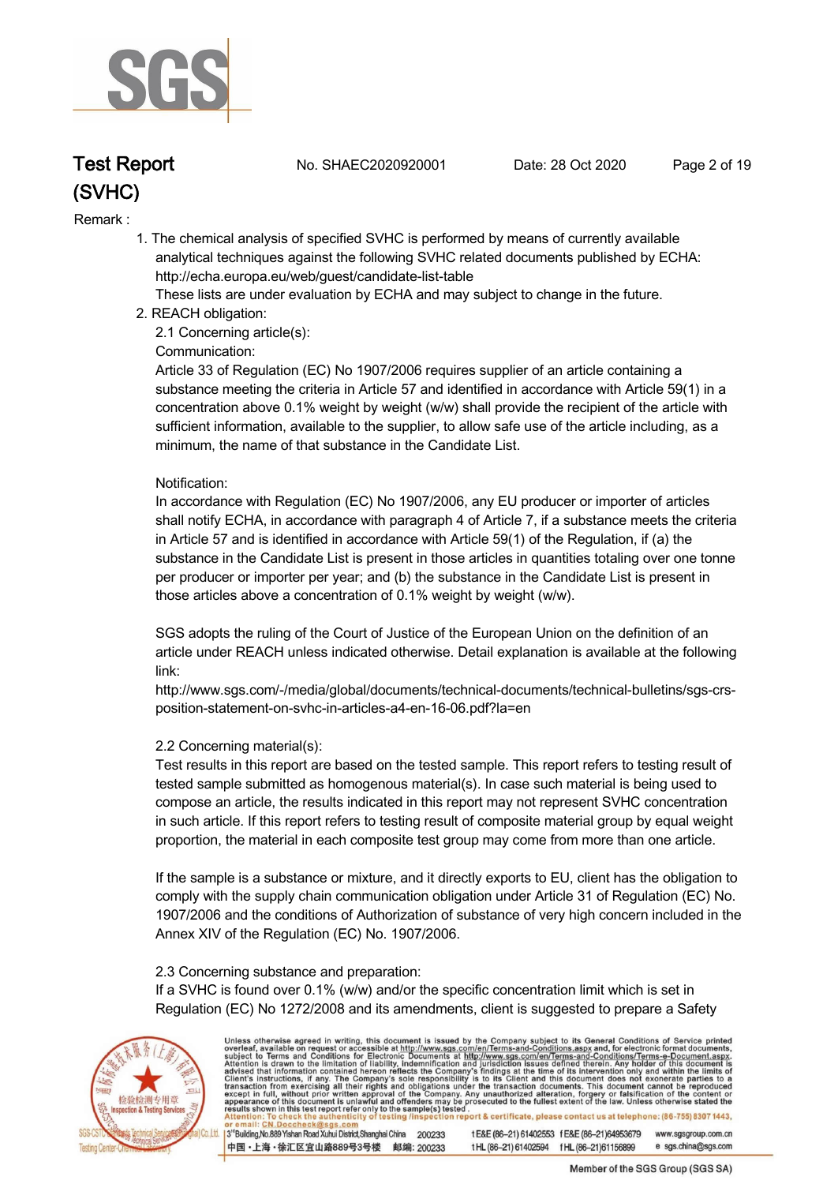Remark :

1. The chemical analysis of specified SVHC is performed by means of currently available analytical techniques against the following SVHC related documents published by ECHA: http://echa.europa.eu/web/guest/candidate-list-table
   These lists are under evaluation by ECHA and may subject to change in the future.
2. REACH obligation:
   2.1 Concerning article(s):
   Communication:
   Article 33 of Regulation (EC) No 1907/2006 requires supplier of an article containing a substance meeting the criteria in Article 57 and identified in accordance with Article 59(1) in a concentration above 0.1% weight by weight (w/w) shall provide the recipient of the article with sufficient information, available to the supplier, to allow safe use of the article including, as a minimum, the name of that substance in the Candidate List.

   Notification:
   In accordance with Regulation (EC) No 1907/2006, any EU producer or importer of articles shall notify ECHA, in accordance with paragraph 4 of Article 7, if a substance meets the criteria in Article 57 and is identified in accordance with Article 59(1) of the Regulation, if (a) the substance in the Candidate List is present in those articles in quantities totaling over one tonne per producer or importer per year; and (b) the substance in the Candidate List is present in those articles above a concentration of 0.1% weight by weight (w/w).

   SGS adopts the ruling of the Court of Justice of the European Union on the definition of an article under REACH unless indicated otherwise. Detail explanation is available at the following link:
   http://www.sgs.com/-/media/global/documents/technical-documents/technical-bulletins/sgs-crs-position-statement-on-svhc-in-articles-a4-en-16-06.pdf?la=en

   2.2 Concerning material(s):
   Test results in this report are based on the tested sample. This report refers to testing result of tested sample submitted as homogenous material(s). In case such material is being used to compose an article, the results indicated in this report may not represent SVHC concentration in such article. If this report refers to testing result of composite material group by equal weight proportion, the material in each composite test group may come from more than one article.

   If the sample is a substance or mixture, and it directly exports to EU, client has the obligation to comply with the supply chain communication obligation under Article 31 of Regulation (EC) No. 1907/2006 and the conditions of Authorization of substance of very high concern included in the Annex XIV of the Regulation (EC) No. 1907/2006.

   2.3 Concerning substance and preparation:
   If a SVHC is found over 0.1% (w/w) and/or the specific concentration limit which is set in Regulation (EC) No 1272/2008 and its amendments, client is suggested to prepare a Safety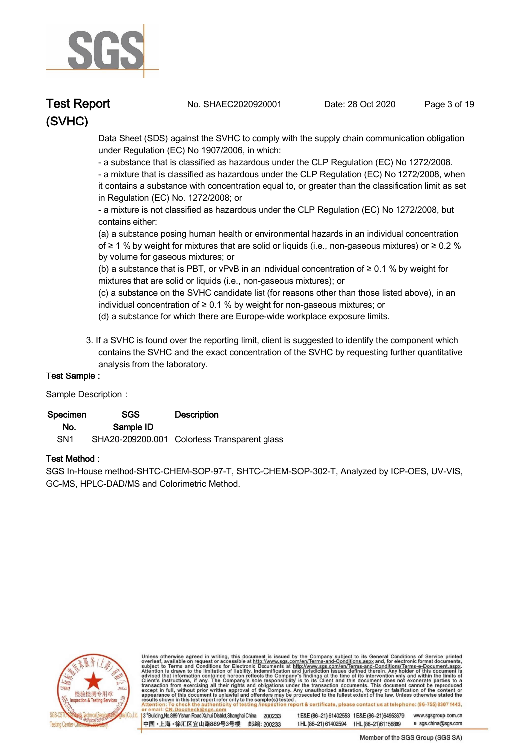Data Sheet (SDS) against the SVHC to comply with the supply chain communication obligation under Regulation (EC) No 1907/2006, in which:

- a substance that is classified as hazardous under the CLP Regulation (EC) No 1272/2008.
- a mixture that is classified as hazardous under the CLP Regulation (EC) No 1272/2008, when it contains a substance with concentration equal to, or greater than the classification limit as set in Regulation (EC) No. 1272/2008; or
- a mixture is not classified as hazardous under the CLP Regulation (EC) No 1272/2008, but contains either:

(a) a substance posing human health or environmental hazards in an individual concentration of ≥ 1 % by weight for mixtures that are solid or liquids (i.e., non-gaseous mixtures) or ≥ 0.2 % by volume for gaseous mixtures; or

(b) a substance that is PBT, or vPvB in an individual concentration of ≥ 0.1 % by weight for mixtures that are solid or liquids (i.e., non-gaseous mixtures); or

(c) a substance on the SVHC candidate list (for reasons other than those listed above), in an individual concentration of ≥ 0.1 % by weight for non-gaseous mixtures; or

(d) a substance for which there are Europe-wide workplace exposure limits.

3. If a SVHC is found over the reporting limit, client is suggested to identify the component which contains the SVHC and the exact concentration of the SVHC by requesting further quantitative analysis from the laboratory.

**Test Sample :**

Sample Description :

| Specimen No. | SGS Sample ID | Description |
|---|---|---|
| SN1 | SHA20-209200.001 | Colorless Transparent glass |

**Test Method :**

SGS In-House method-SHTC-CHEM-SOP-97-T, SHTC-CHEM-SOP-302-T, Analyzed by ICP-OES, UV-VIS, GC-MS, HPLC-DAD/MS and Colorimetric Method.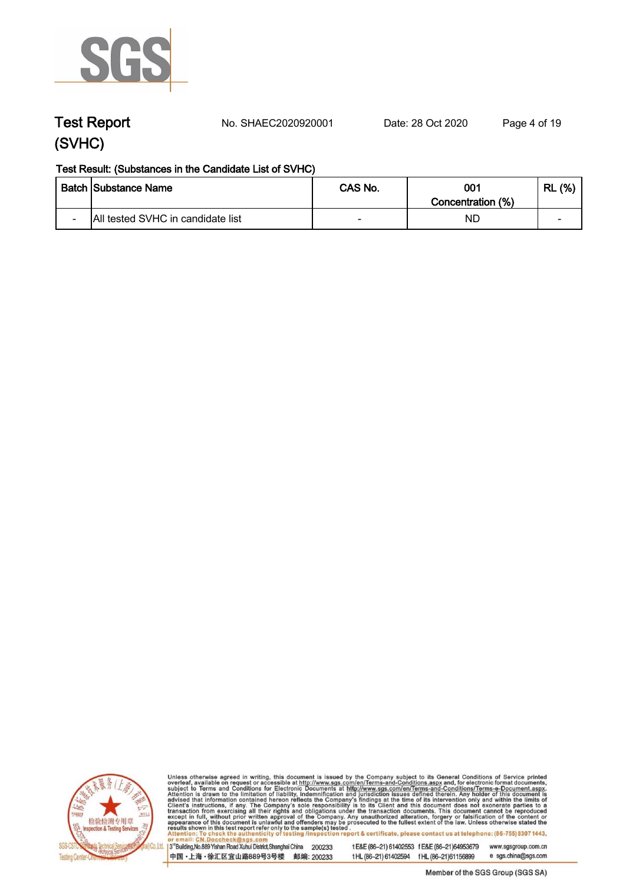# Test Report (SVHC)

No. SHAEC2020920001 Date: 28 Oct 2020

**Test Result: (Substances in the Candidate List of SVHC)**

| Batch | Substance Name | CAS No. | 001 Concentration (%) | RL (%) |
|---|---|---|---|---|
| - | All tested SVHC in candidate list | - | ND | - |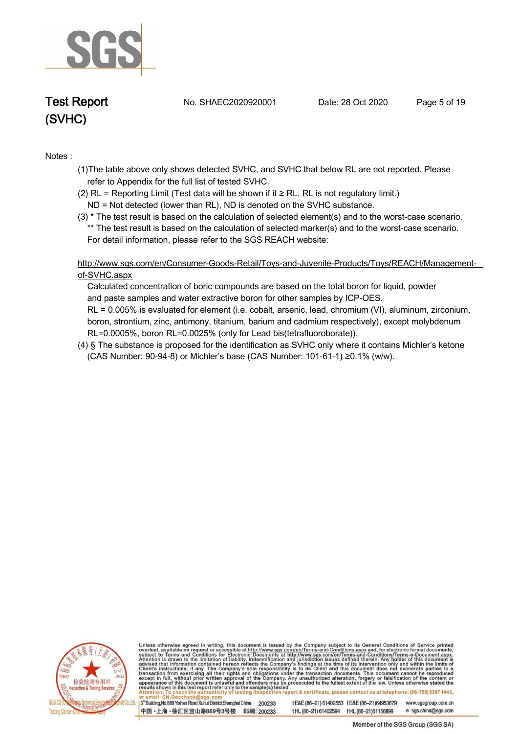Notes :

(1)The table above only shows detected SVHC, and SVHC that below RL are not reported. Please refer to Appendix for the full list of tested SVHC.

(2) RL = Reporting Limit (Test data will be shown if it ≥ RL. RL is not regulatory limit.)
ND = Not detected (lower than RL), ND is denoted on the SVHC substance.

(3) * The test result is based on the calculation of selected element(s) and to the worst-case scenario.
** The test result is based on the calculation of selected marker(s) and to the worst-case scenario.
For detail information, please refer to the SGS REACH website:

http://www.sgs.com/en/Consumer-Goods-Retail/Toys-and-Juvenile-Products/Toys/REACH/Management-of-SVHC.aspx

Calculated concentration of boric compounds are based on the total boron for liquid, powder and paste samples and water extractive boron for other samples by ICP-OES.
RL = 0.005% is evaluated for element (i.e. cobalt, arsenic, lead, chromium (VI), aluminum, zirconium, boron, strontium, zinc, antimony, titanium, barium and cadmium respectively), except molybdenum RL=0.0005%, boron RL=0.0025% (only for Lead bis(tetrafluoroborate)).

(4) § The substance is proposed for the identification as SVHC only where it contains Michler's ketone (CAS Number: 90-94-8) or Michler's base (CAS Number: 101-61-1) ≥0.1% (w/w).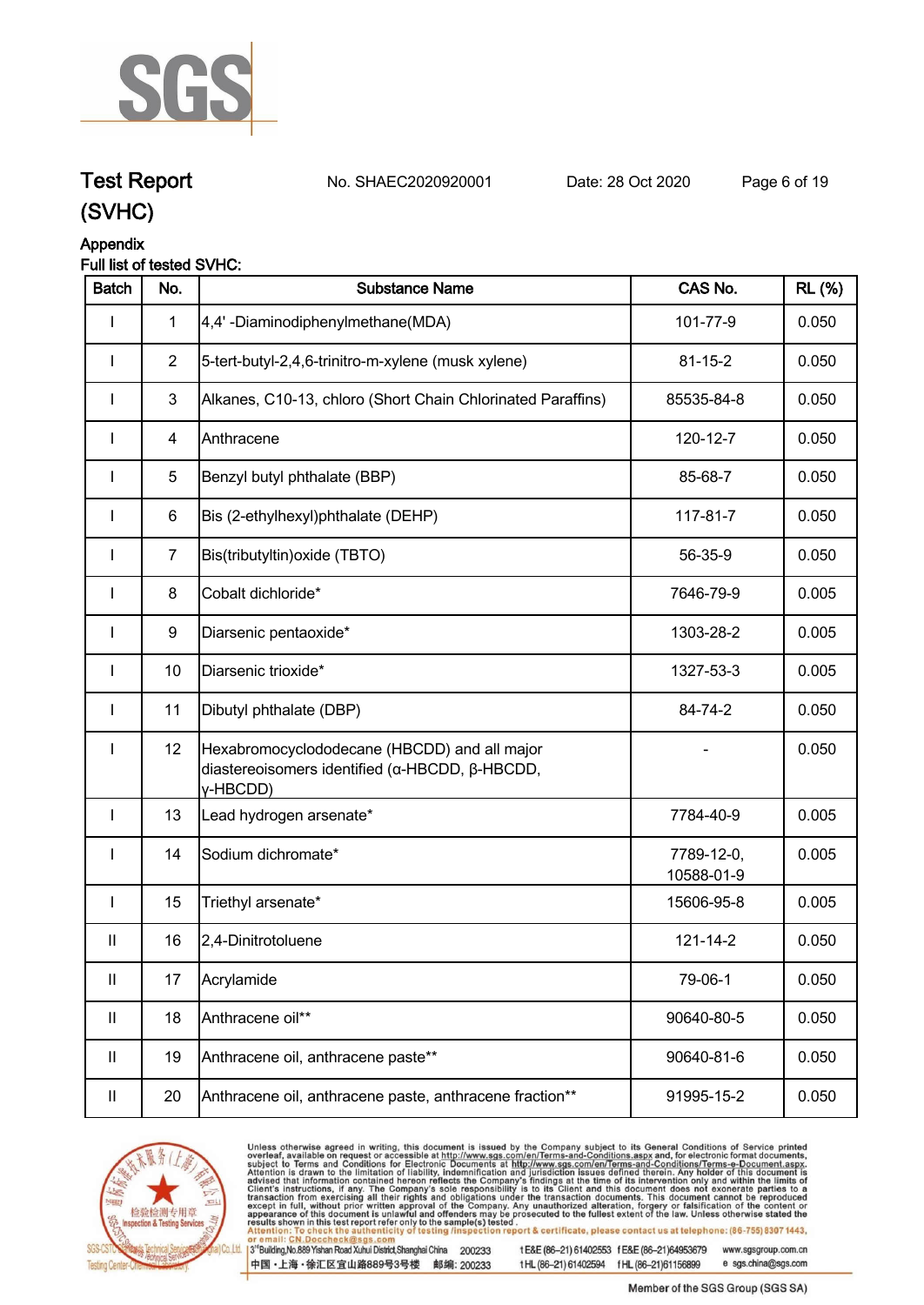# Test Report (SVHC)

No. SHAEC2020920001 Date: 28 Oct 2020

## Appendix

Full list of tested SVHC:

| Batch | No. | Substance Name | CAS No. | RL (%) |
|---|---|---|---|---|
| I | 1 | 4,4' -Diaminodiphenylmethane(MDA) | 101-77-9 | 0.050 |
| I | 2 | 5-tert-butyl-2,4,6-trinitro-m-xylene (musk xylene) | 81-15-2 | 0.050 |
| I | 3 | Alkanes, C10-13, chloro (Short Chain Chlorinated Paraffins) | 85535-84-8 | 0.050 |
| I | 4 | Anthracene | 120-12-7 | 0.050 |
| I | 5 | Benzyl butyl phthalate (BBP) | 85-68-7 | 0.050 |
| I | 6 | Bis (2-ethylhexyl)phthalate (DEHP) | 117-81-7 | 0.050 |
| I | 7 | Bis(tributyltin)oxide (TBTO) | 56-35-9 | 0.050 |
| I | 8 | Cobalt dichloride* | 7646-79-9 | 0.005 |
| I | 9 | Diarsenic pentaoxide* | 1303-28-2 | 0.005 |
| I | 10 | Diarsenic trioxide* | 1327-53-3 | 0.005 |
| I | 11 | Dibutyl phthalate (DBP) | 84-74-2 | 0.050 |
| I | 12 | Hexabromocyclododecane (HBCDD) and all major diastereoisomers identified (α-HBCDD, β-HBCDD, γ-HBCDD) | - | 0.050 |
| I | 13 | Lead hydrogen arsenate* | 7784-40-9 | 0.005 |
| I | 14 | Sodium dichromate* | 7789-12-0, 10588-01-9 | 0.005 |
| I | 15 | Triethyl arsenate* | 15606-95-8 | 0.005 |
| II | 16 | 2,4-Dinitrotoluene | 121-14-2 | 0.050 |
| II | 17 | Acrylamide | 79-06-1 | 0.050 |
| II | 18 | Anthracene oil** | 90640-80-5 | 0.050 |
| II | 19 | Anthracene oil, anthracene paste** | 90640-81-6 | 0.050 |
| II | 20 | Anthracene oil, anthracene paste, anthracene fraction** | 91995-15-2 | 0.050 |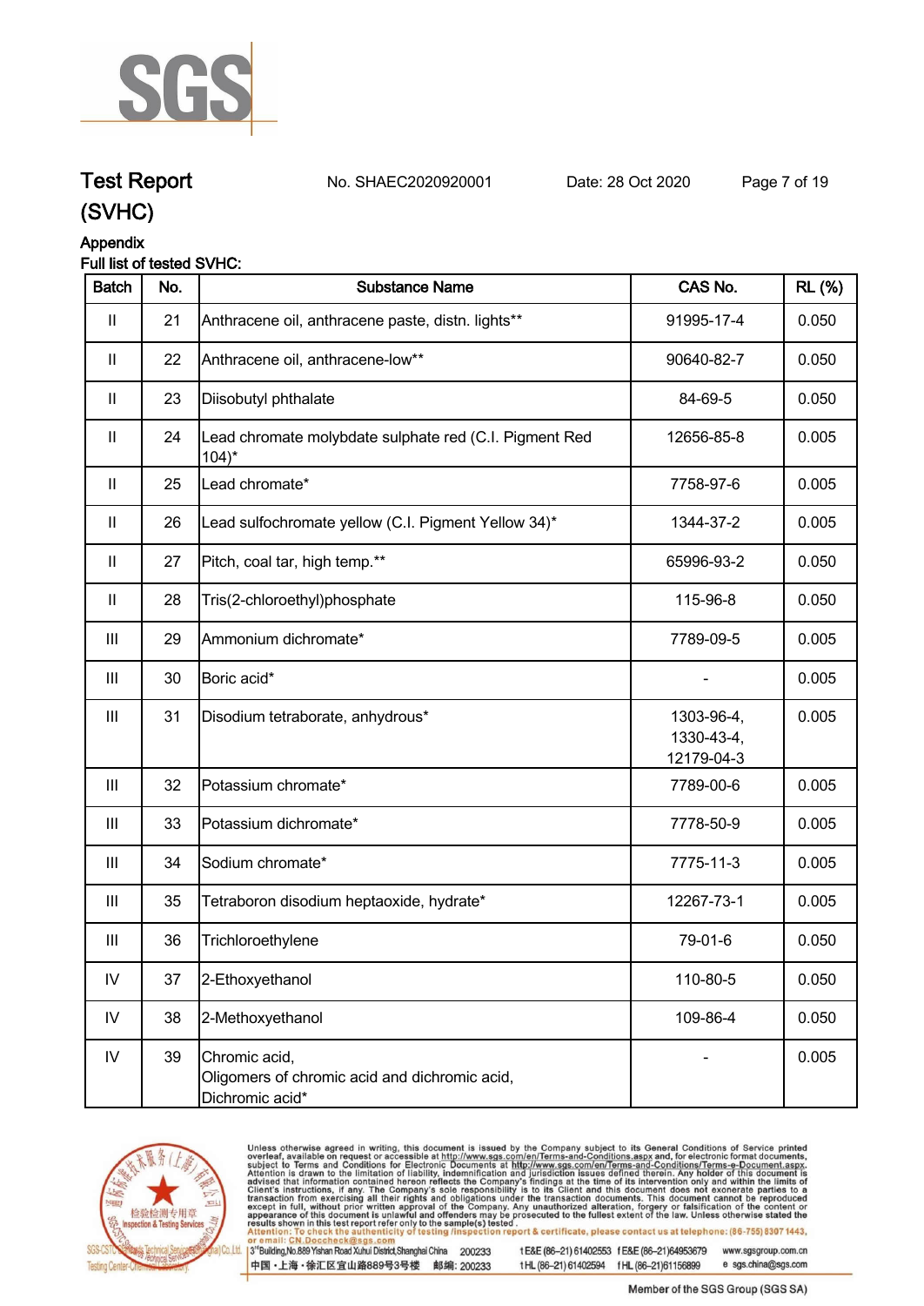# Test Report (SVHC)

No. SHAEC2020920001 Date: 28 Oct 2020

## Appendix

Full list of tested SVHC:

| Batch | No. | Substance Name | CAS No. | RL (%) |
|---|---|---|---|---|
| II | 21 | Anthracene oil, anthracene paste, distn. lights** | 91995-17-4 | 0.050 |
| II | 22 | Anthracene oil, anthracene-low** | 90640-82-7 | 0.050 |
| II | 23 | Diisobutyl phthalate | 84-69-5 | 0.050 |
| II | 24 | Lead chromate molybdate sulphate red (C.I. Pigment Red 104)* | 12656-85-8 | 0.005 |
| II | 25 | Lead chromate* | 7758-97-6 | 0.005 |
| II | 26 | Lead sulfochromate yellow (C.I. Pigment Yellow 34)* | 1344-37-2 | 0.005 |
| II | 27 | Pitch, coal tar, high temp.** | 65996-93-2 | 0.050 |
| II | 28 | Tris(2-chloroethyl)phosphate | 115-96-8 | 0.050 |
| III | 29 | Ammonium dichromate* | 7789-09-5 | 0.005 |
| III | 30 | Boric acid* | - | 0.005 |
| III | 31 | Disodium tetraborate, anhydrous* | 1303-96-4, 1330-43-4, 12179-04-3 | 0.005 |
| III | 32 | Potassium chromate* | 7789-00-6 | 0.005 |
| III | 33 | Potassium dichromate* | 7778-50-9 | 0.005 |
| III | 34 | Sodium chromate* | 7775-11-3 | 0.005 |
| III | 35 | Tetraboron disodium heptaoxide, hydrate* | 12267-73-1 | 0.005 |
| III | 36 | Trichloroethylene | 79-01-6 | 0.050 |
| IV | 37 | 2-Ethoxyethanol | 110-80-5 | 0.050 |
| IV | 38 | 2-Methoxyethanol | 109-86-4 | 0.050 |
| IV | 39 | Chromic acid, Oligomers of chromic acid and dichromic acid, Dichromic acid* | - | 0.005 |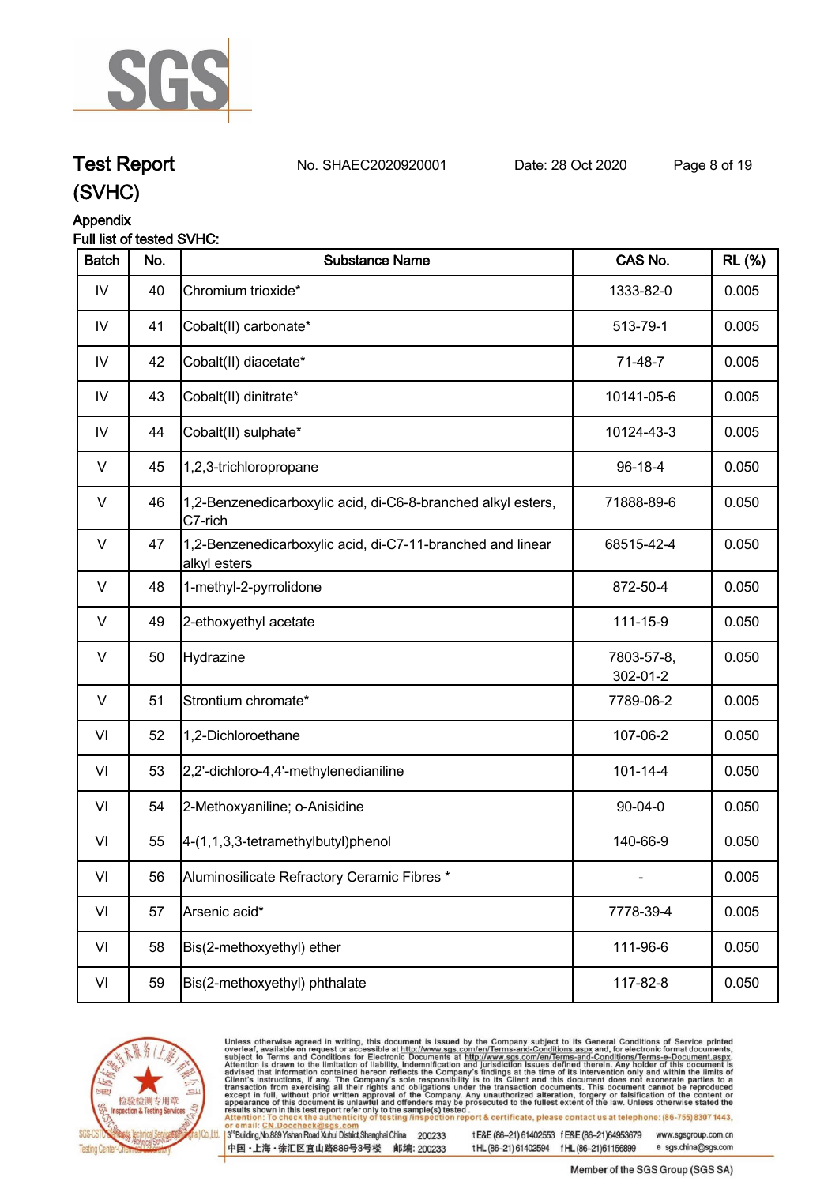# Test Report (SVHC)

No. SHAEC2020920001 Date: 28 Oct 2020

## Appendix

Full list of tested SVHC:

| Batch | No. | Substance Name | CAS No. | RL (%) |
|---|---|---|---|---|
| IV | 40 | Chromium trioxide* | 1333-82-0 | 0.005 |
| IV | 41 | Cobalt(II) carbonate* | 513-79-1 | 0.005 |
| IV | 42 | Cobalt(II) diacetate* | 71-48-7 | 0.005 |
| IV | 43 | Cobalt(II) dinitrate* | 10141-05-6 | 0.005 |
| IV | 44 | Cobalt(II) sulphate* | 10124-43-3 | 0.005 |
| V | 45 | 1,2,3-trichloropropane | 96-18-4 | 0.050 |
| V | 46 | 1,2-Benzenedicarboxylic acid, di-C6-8-branched alkyl esters, C7-rich | 71888-89-6 | 0.050 |
| V | 47 | 1,2-Benzenedicarboxylic acid, di-C7-11-branched and linear alkyl esters | 68515-42-4 | 0.050 |
| V | 48 | 1-methyl-2-pyrrolidone | 872-50-4 | 0.050 |
| V | 49 | 2-ethoxyethyl acetate | 111-15-9 | 0.050 |
| V | 50 | Hydrazine | 7803-57-8, 302-01-2 | 0.050 |
| V | 51 | Strontium chromate* | 7789-06-2 | 0.005 |
| VI | 52 | 1,2-Dichloroethane | 107-06-2 | 0.050 |
| VI | 53 | 2,2'-dichloro-4,4'-methylenedianiline | 101-14-4 | 0.050 |
| VI | 54 | 2-Methoxyaniline; o-Anisidine | 90-04-0 | 0.050 |
| VI | 55 | 4-(1,1,3,3-tetramethylbutyl)phenol | 140-66-9 | 0.050 |
| VI | 56 | Aluminosilicate Refractory Ceramic Fibres * | - | 0.005 |
| VI | 57 | Arsenic acid* | 7778-39-4 | 0.005 |
| VI | 58 | Bis(2-methoxyethyl) ether | 111-96-6 | 0.050 |
| VI | 59 | Bis(2-methoxyethyl) phthalate | 117-82-8 | 0.050 |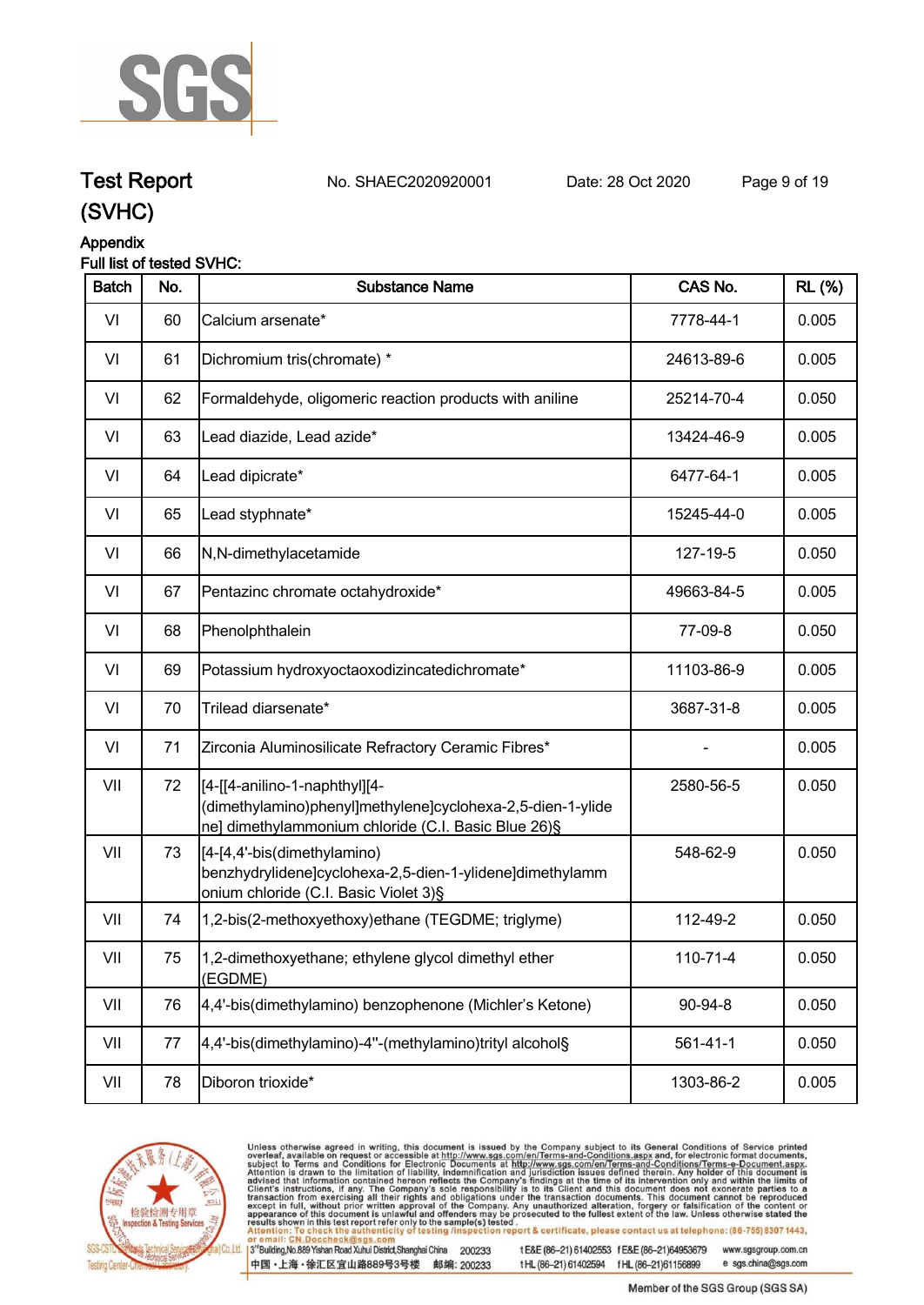# Test Report (SVHC)

No. SHAEC2020920001 Date: 28 Oct 2020

## Appendix

Full list of tested SVHC:

| Batch | No. | Substance Name | CAS No. | RL (%) |
|---|---|---|---|---|
| VI | 60 | Calcium arsenate* | 7778-44-1 | 0.005 |
| VI | 61 | Dichromium tris(chromate) * | 24613-89-6 | 0.005 |
| VI | 62 | Formaldehyde, oligomeric reaction products with aniline | 25214-70-4 | 0.050 |
| VI | 63 | Lead diazide, Lead azide* | 13424-46-9 | 0.005 |
| VI | 64 | Lead dipicrate* | 6477-64-1 | 0.005 |
| VI | 65 | Lead styphnate* | 15245-44-0 | 0.005 |
| VI | 66 | N,N-dimethylacetamide | 127-19-5 | 0.050 |
| VI | 67 | Pentazinc chromate octahydroxide* | 49663-84-5 | 0.005 |
| VI | 68 | Phenolphthalein | 77-09-8 | 0.050 |
| VI | 69 | Potassium hydroxyoctaoxodizincatedichromate* | 11103-86-9 | 0.005 |
| VI | 70 | Trilead diarsenate* | 3687-31-8 | 0.005 |
| VI | 71 | Zirconia Aluminosilicate Refractory Ceramic Fibres* | - | 0.005 |
| VII | 72 | [4-[[4-anilino-1-naphthyl][4-(dimethylamino)phenyl]methylene]cyclohexa-2,5-dien-1-ylidene] dimethylammonium chloride (C.I. Basic Blue 26)§ | 2580-56-5 | 0.050 |
| VII | 73 | [4-[4,4'-bis(dimethylamino) benzhydrylidene]cyclohexa-2,5-dien-1-ylidene]dimethylammonium chloride (C.I. Basic Violet 3)§ | 548-62-9 | 0.050 |
| VII | 74 | 1,2-bis(2-methoxyethoxy)ethane (TEGDME; triglyme) | 112-49-2 | 0.050 |
| VII | 75 | 1,2-dimethoxyethane; ethylene glycol dimethyl ether (EGDME) | 110-71-4 | 0.050 |
| VII | 76 | 4,4'-bis(dimethylamino) benzophenone (Michler's Ketone) | 90-94-8 | 0.050 |
| VII | 77 | 4,4'-bis(dimethylamino)-4''-(methylamino)trityl alcohol§ | 561-41-1 | 0.050 |
| VII | 78 | Diboron trioxide* | 1303-86-2 | 0.005 |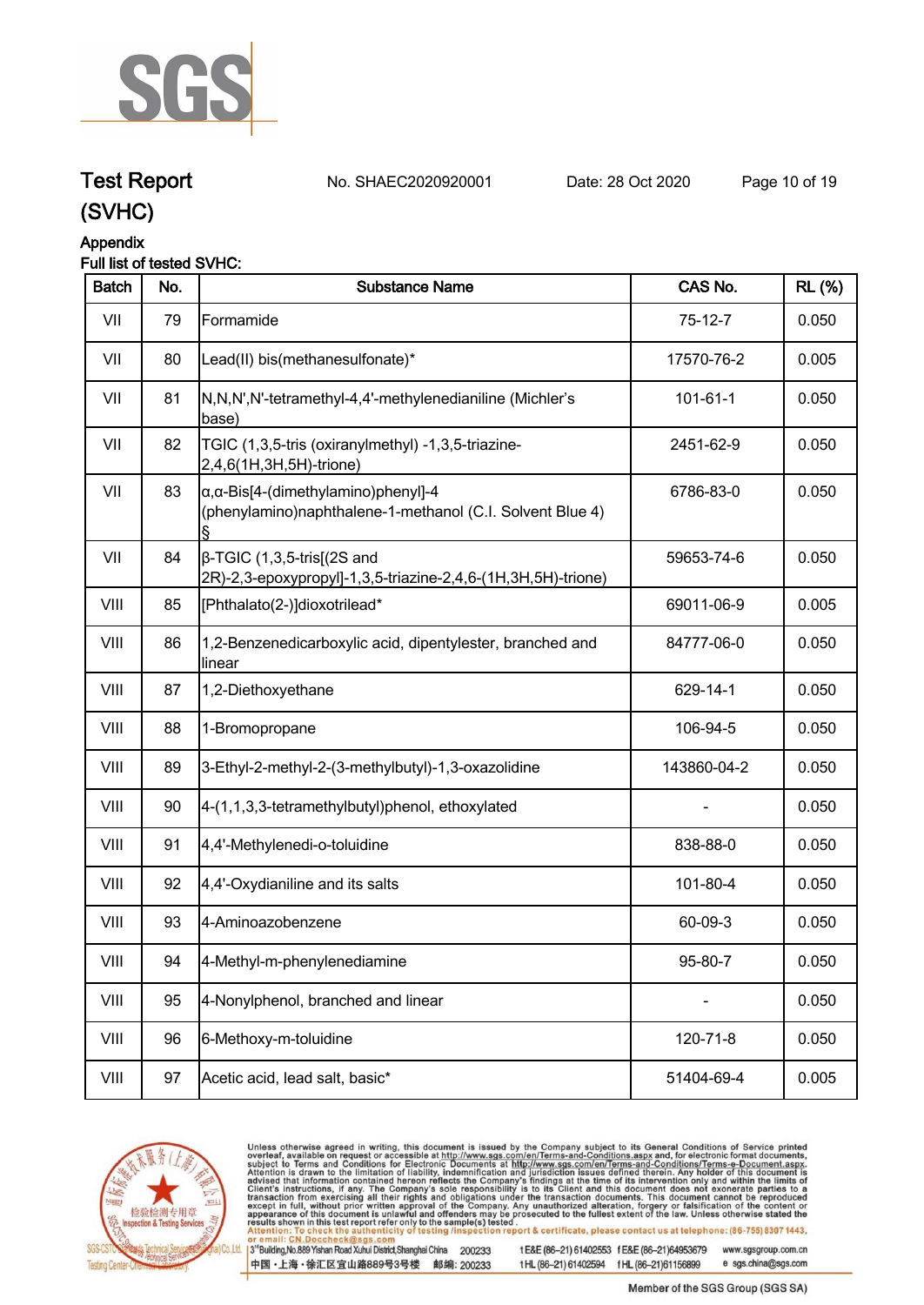# Test Report (SVHC)

No. SHAEC2020920001 Date: 28 Oct 2020

## Appendix

Full list of tested SVHC:

| Batch | No. | Substance Name | CAS No. | RL (%) |
|---|---|---|---|---|
| VII | 79 | Formamide | 75-12-7 | 0.050 |
| VII | 80 | Lead(II) bis(methanesulfonate)* | 17570-76-2 | 0.005 |
| VII | 81 | N,N,N',N'-tetramethyl-4,4'-methylenedianiline (Michler's base) | 101-61-1 | 0.050 |
| VII | 82 | TGIC (1,3,5-tris (oxiranylmethyl) -1,3,5-triazine-2,4,6(1H,3H,5H)-trione) | 2451-62-9 | 0.050 |
| VII | 83 | α,α-Bis[4-(dimethylamino)phenyl]-4 (phenylamino)naphthalene-1-methanol (C.I. Solvent Blue 4) § | 6786-83-0 | 0.050 |
| VII | 84 | β-TGIC (1,3,5-tris[(2S and 2R)-2,3-epoxypropyl]-1,3,5-triazine-2,4,6-(1H,3H,5H)-trione) | 59653-74-6 | 0.050 |
| VIII | 85 | [Phthalato(2-)]dioxotrilead* | 69011-06-9 | 0.005 |
| VIII | 86 | 1,2-Benzenedicarboxylic acid, dipentylester, branched and linear | 84777-06-0 | 0.050 |
| VIII | 87 | 1,2-Diethoxyethane | 629-14-1 | 0.050 |
| VIII | 88 | 1-Bromopropane | 106-94-5 | 0.050 |
| VIII | 89 | 3-Ethyl-2-methyl-2-(3-methylbutyl)-1,3-oxazolidine | 143860-04-2 | 0.050 |
| VIII | 90 | 4-(1,1,3,3-tetramethylbutyl)phenol, ethoxylated | - | 0.050 |
| VIII | 91 | 4,4'-Methylenedi-o-toluidine | 838-88-0 | 0.050 |
| VIII | 92 | 4,4'-Oxydianiline and its salts | 101-80-4 | 0.050 |
| VIII | 93 | 4-Aminoazobenzene | 60-09-3 | 0.050 |
| VIII | 94 | 4-Methyl-m-phenylenediamine | 95-80-7 | 0.050 |
| VIII | 95 | 4-Nonylphenol, branched and linear | - | 0.050 |
| VIII | 96 | 6-Methoxy-m-toluidine | 120-71-8 | 0.050 |
| VIII | 97 | Acetic acid, lead salt, basic* | 51404-69-4 | 0.005 |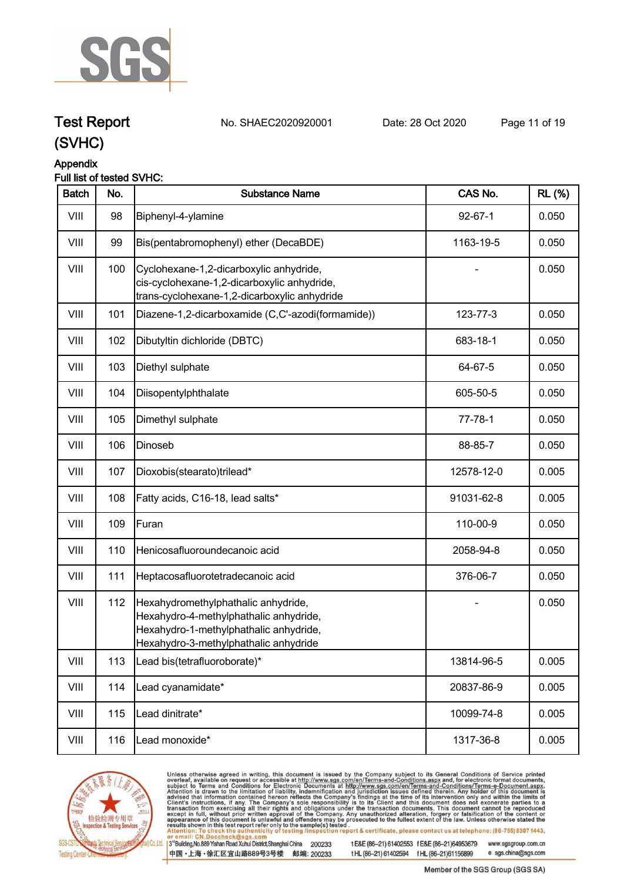# Test Report (SVHC)

No. SHAEC2020920001　Date: 28 Oct 2020

## Appendix

Full list of tested SVHC:

| Batch | No. | Substance Name | CAS No. | RL (%) |
|---|---|---|---|---|
| VIII | 98 | Biphenyl-4-ylamine | 92-67-1 | 0.050 |
| VIII | 99 | Bis(pentabromophenyl) ether (DecaBDE) | 1163-19-5 | 0.050 |
| VIII | 100 | Cyclohexane-1,2-dicarboxylic anhydride, cis-cyclohexane-1,2-dicarboxylic anhydride, trans-cyclohexane-1,2-dicarboxylic anhydride | - | 0.050 |
| VIII | 101 | Diazene-1,2-dicarboxamide (C,C'-azodi(formamide)) | 123-77-3 | 0.050 |
| VIII | 102 | Dibutyltin dichloride (DBTC) | 683-18-1 | 0.050 |
| VIII | 103 | Diethyl sulphate | 64-67-5 | 0.050 |
| VIII | 104 | Diisopentylphthalate | 605-50-5 | 0.050 |
| VIII | 105 | Dimethyl sulphate | 77-78-1 | 0.050 |
| VIII | 106 | Dinoseb | 88-85-7 | 0.050 |
| VIII | 107 | Dioxobis(stearato)trilead* | 12578-12-0 | 0.005 |
| VIII | 108 | Fatty acids, C16-18, lead salts* | 91031-62-8 | 0.005 |
| VIII | 109 | Furan | 110-00-9 | 0.050 |
| VIII | 110 | Henicosafluoroundecanoic acid | 2058-94-8 | 0.050 |
| VIII | 111 | Heptacosafluorotetradecanoic acid | 376-06-7 | 0.050 |
| VIII | 112 | Hexahydromethylphathalic anhydride, Hexahydro-4-methylphathalic anhydride, Hexahydro-1-methylphathalic anhydride, Hexahydro-3-methylphathalic anhydride | - | 0.050 |
| VIII | 113 | Lead bis(tetrafluoroborate)* | 13814-96-5 | 0.005 |
| VIII | 114 | Lead cyanamidate* | 20837-86-9 | 0.005 |
| VIII | 115 | Lead dinitrate* | 10099-74-8 | 0.005 |
| VIII | 116 | Lead monoxide* | 1317-36-8 | 0.005 |

Unless otherwise agreed in writing, this document is issued by the Company subject to its General Conditions of Service printed overleaf, available on request or accessible at http://www.sgs.com/en/Terms-and-Conditions.aspx and, for electronic format documents, subject to Terms and Conditions for Electronic Documents at http://www.sgs.com/en/Terms-and-Conditions/Terms-e-Document.aspx. Attention is drawn to the limitation of liability, indemnification and jurisdiction issues defined therein. Any holder of this document is advised that information contained hereon reflects the Company's findings at the time of its intervention only and within the limits of Client's instructions, if any. The Company's sole responsibility is to its Client and this document does not exonerate parties to a transaction from exercising all their rights and obligations under the transaction documents. This document cannot be reproduced except in full, without prior written approval of the Company. Any unauthorized alteration, forgery or falsification of the content or appearance of this document is unlawful and offenders may be prosecuted to the fullest extent of the law. Unless otherwise stated the results shown in this test report refer only to the sample(s) tested.

Attention: To check the authenticity of testing /inspection report & certificate, please contact us at telephone: (86-755) 8307 1443, or email: CN.Doccheck@sgs.com

3rd Building,No.889 Yishan Road Xuhui District,Shanghai China 200233　t E&E (86-21) 61402553　f E&E (86-21)64953679　www.sgsgroup.com.cn

中国・上海・徐汇区宜山路889号3号楼　邮编: 200233　t HL (86-21) 61402594　f HL (86-21)61156899　e sgs.china@sgs.com

Member of the SGS Group (SGS SA)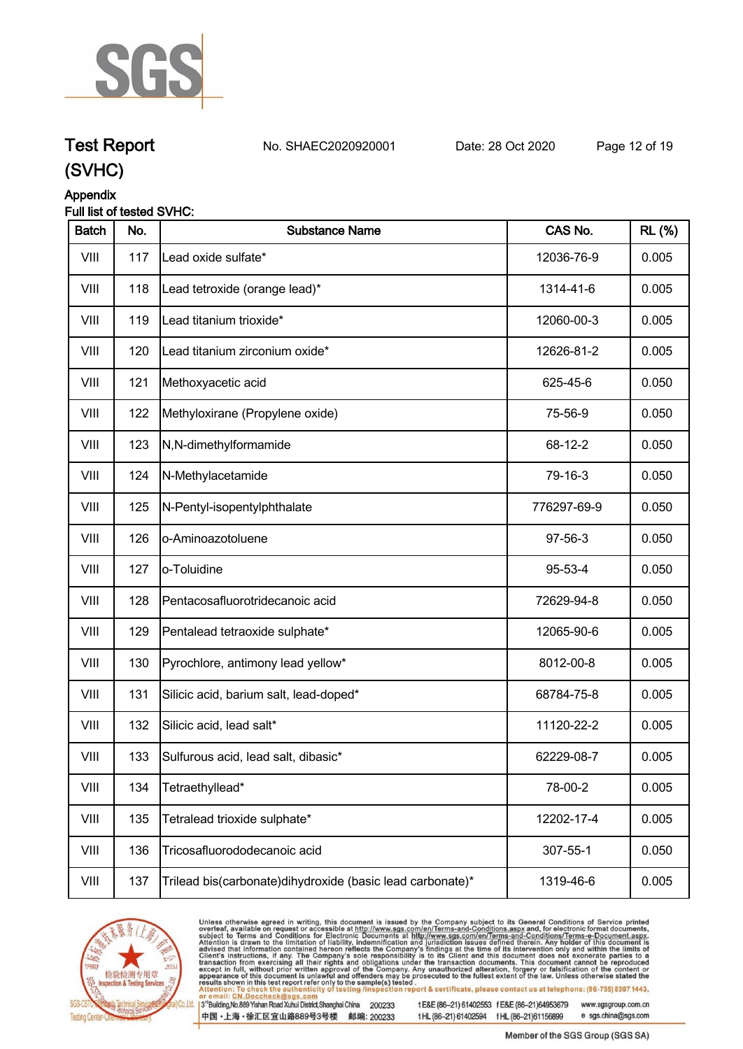# Test Report (SVHC)

No. SHAEC2020920001 Date: 28 Oct 2020

## Appendix

Full list of tested SVHC:

| Batch | No. | Substance Name | CAS No. | RL (%) |
|---|---|---|---|---|
| VIII | 117 | Lead oxide sulfate* | 12036-76-9 | 0.005 |
| VIII | 118 | Lead tetroxide (orange lead)* | 1314-41-6 | 0.005 |
| VIII | 119 | Lead titanium trioxide* | 12060-00-3 | 0.005 |
| VIII | 120 | Lead titanium zirconium oxide* | 12626-81-2 | 0.005 |
| VIII | 121 | Methoxyacetic acid | 625-45-6 | 0.050 |
| VIII | 122 | Methyloxirane (Propylene oxide) | 75-56-9 | 0.050 |
| VIII | 123 | N,N-dimethylformamide | 68-12-2 | 0.050 |
| VIII | 124 | N-Methylacetamide | 79-16-3 | 0.050 |
| VIII | 125 | N-Pentyl-isopentylphthalate | 776297-69-9 | 0.050 |
| VIII | 126 | o-Aminoazotoluene | 97-56-3 | 0.050 |
| VIII | 127 | o-Toluidine | 95-53-4 | 0.050 |
| VIII | 128 | Pentacosafluorotridecanoic acid | 72629-94-8 | 0.050 |
| VIII | 129 | Pentalead tetraoxide sulphate* | 12065-90-6 | 0.005 |
| VIII | 130 | Pyrochlore, antimony lead yellow* | 8012-00-8 | 0.005 |
| VIII | 131 | Silicic acid, barium salt, lead-doped* | 68784-75-8 | 0.005 |
| VIII | 132 | Silicic acid, lead salt* | 11120-22-2 | 0.005 |
| VIII | 133 | Sulfurous acid, lead salt, dibasic* | 62229-08-7 | 0.005 |
| VIII | 134 | Tetraethyllead* | 78-00-2 | 0.005 |
| VIII | 135 | Tetralead trioxide sulphate* | 12202-17-4 | 0.005 |
| VIII | 136 | Tricosafluorododecanoic acid | 307-55-1 | 0.050 |
| VIII | 137 | Trilead bis(carbonate)dihydroxide (basic lead carbonate)* | 1319-46-6 | 0.005 |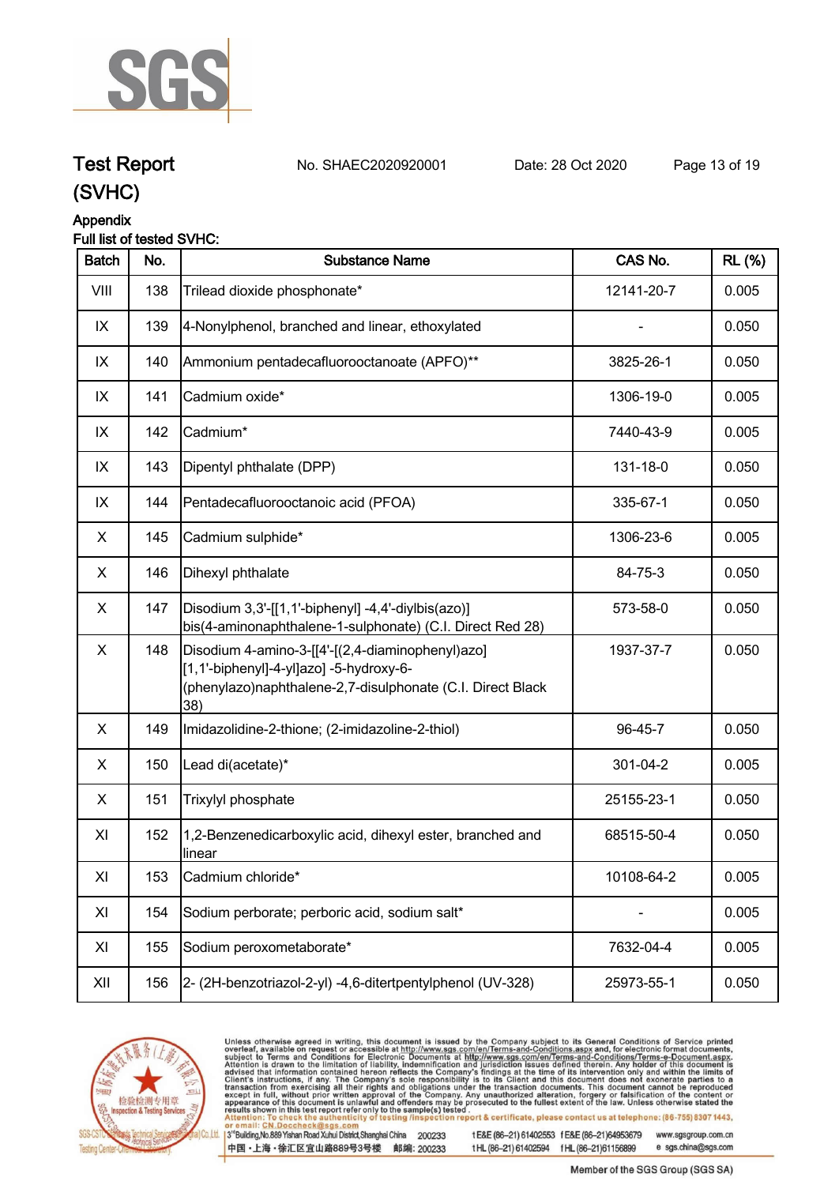# Test Report

No. SHAEC2020920001 Date: 28 Oct 2020

**(SVHC)**

**Appendix**

**Full list of tested SVHC:**

| Batch | No. | Substance Name | CAS No. | RL (%) |
|---|---|---|---|---|
| VIII | 138 | Trilead dioxide phosphonate* | 12141-20-7 | 0.005 |
| IX | 139 | 4-Nonylphenol, branched and linear, ethoxylated | - | 0.050 |
| IX | 140 | Ammonium pentadecafluorooctanoate (APFO)** | 3825-26-1 | 0.050 |
| IX | 141 | Cadmium oxide* | 1306-19-0 | 0.005 |
| IX | 142 | Cadmium* | 7440-43-9 | 0.005 |
| IX | 143 | Dipentyl phthalate (DPP) | 131-18-0 | 0.050 |
| IX | 144 | Pentadecafluorooctanoic acid (PFOA) | 335-67-1 | 0.050 |
| X | 145 | Cadmium sulphide* | 1306-23-6 | 0.005 |
| X | 146 | Dihexyl phthalate | 84-75-3 | 0.050 |
| X | 147 | Disodium 3,3'-[[1,1'-biphenyl] -4,4'-diylbis(azo)] bis(4-aminonaphthalene-1-sulphonate) (C.I. Direct Red 28) | 573-58-0 | 0.050 |
| X | 148 | Disodium 4-amino-3-[[4'-[(2,4-diaminophenyl)azo] [1,1'-biphenyl]-4-yl]azo] -5-hydroxy-6-(phenylazo)naphthalene-2,7-disulphonate (C.I. Direct Black 38) | 1937-37-7 | 0.050 |
| X | 149 | Imidazolidine-2-thione; (2-imidazoline-2-thiol) | 96-45-7 | 0.050 |
| X | 150 | Lead di(acetate)* | 301-04-2 | 0.005 |
| X | 151 | Trixylyl phosphate | 25155-23-1 | 0.050 |
| XI | 152 | 1,2-Benzenedicarboxylic acid, dihexyl ester, branched and linear | 68515-50-4 | 0.050 |
| XI | 153 | Cadmium chloride* | 10108-64-2 | 0.005 |
| XI | 154 | Sodium perborate; perboric acid, sodium salt* | - | 0.005 |
| XI | 155 | Sodium peroxometaborate* | 7632-04-4 | 0.005 |
| XII | 156 | 2- (2H-benzotriazol-2-yl) -4,6-ditertpentylphenol (UV-328) | 25973-55-1 | 0.050 |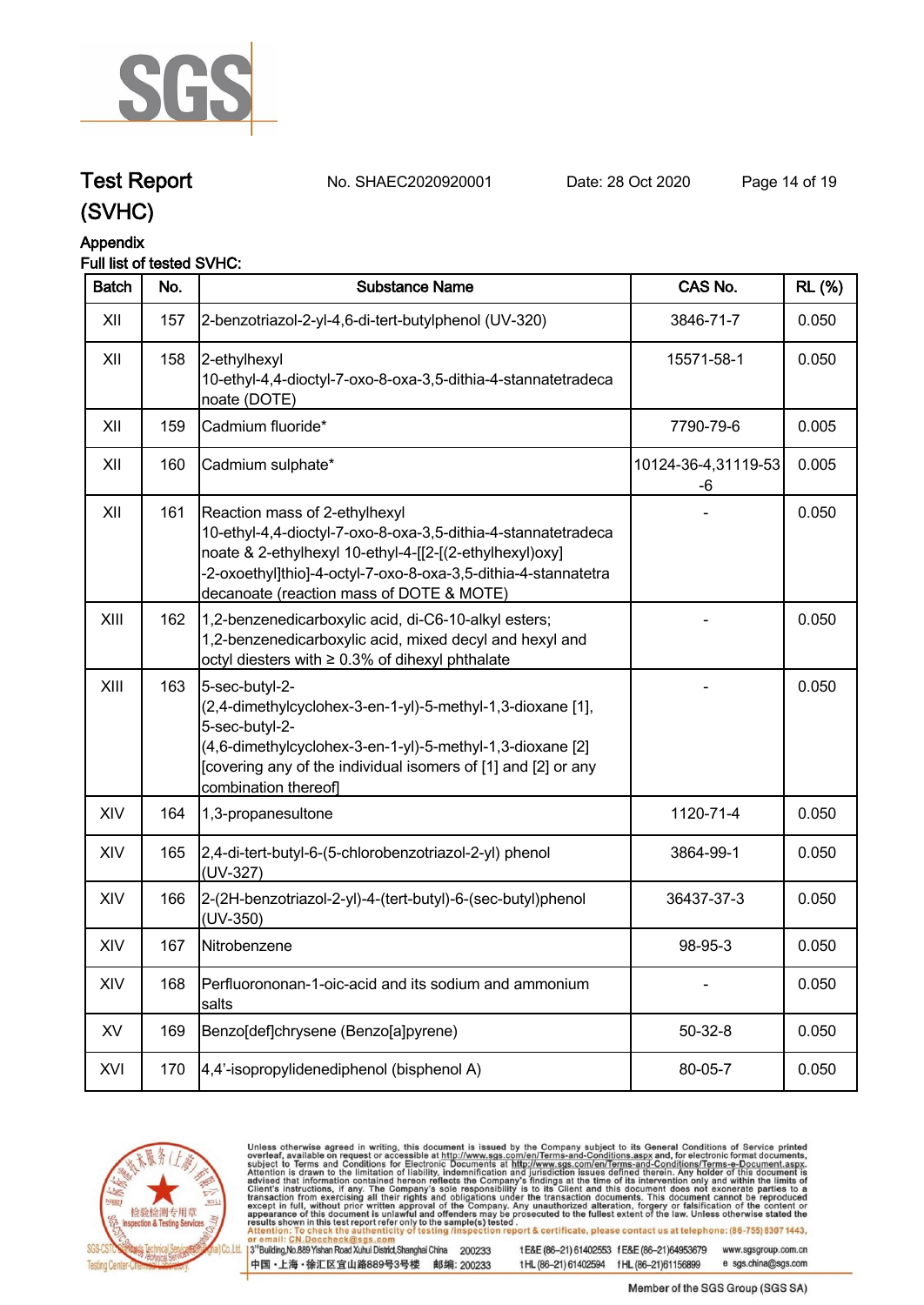# Test Report (SVHC)

No. SHAEC2020920001 Date: 28 Oct 2020

## Appendix

Full list of tested SVHC:

| Batch | No. | Substance Name | CAS No. | RL (%) |
|---|---|---|---|---|
| XII | 157 | 2-benzotriazol-2-yl-4,6-di-tert-butylphenol (UV-320) | 3846-71-7 | 0.050 |
| XII | 158 | 2-ethylhexyl 10-ethyl-4,4-dioctyl-7-oxo-8-oxa-3,5-dithia-4-stannatetradecanoate (DOTE) | 15571-58-1 | 0.050 |
| XII | 159 | Cadmium fluoride* | 7790-79-6 | 0.005 |
| XII | 160 | Cadmium sulphate* | 10124-36-4,31119-53-6 | 0.005 |
| XII | 161 | Reaction mass of 2-ethylhexyl 10-ethyl-4,4-dioctyl-7-oxo-8-oxa-3,5-dithia-4-stannatetradecanoate & 2-ethylhexyl 10-ethyl-4-[[2-[(2-ethylhexyl)oxy]-2-oxoethyl]thio]-4-octyl-7-oxo-8-oxa-3,5-dithia-4-stannatetradecanoate (reaction mass of DOTE & MOTE) | - | 0.050 |
| XIII | 162 | 1,2-benzenedicarboxylic acid, di-C6-10-alkyl esters; 1,2-benzenedicarboxylic acid, mixed decyl and hexyl and octyl diesters with ≥ 0.3% of dihexyl phthalate | - | 0.050 |
| XIII | 163 | 5-sec-butyl-2-(2,4-dimethylcyclohex-3-en-1-yl)-5-methyl-1,3-dioxane [1], 5-sec-butyl-2-(4,6-dimethylcyclohex-3-en-1-yl)-5-methyl-1,3-dioxane [2] [covering any of the individual isomers of [1] and [2] or any combination thereof] | - | 0.050 |
| XIV | 164 | 1,3-propanesultone | 1120-71-4 | 0.050 |
| XIV | 165 | 2,4-di-tert-butyl-6-(5-chlorobenzotriazol-2-yl) phenol (UV-327) | 3864-99-1 | 0.050 |
| XIV | 166 | 2-(2H-benzotriazol-2-yl)-4-(tert-butyl)-6-(sec-butyl)phenol (UV-350) | 36437-37-3 | 0.050 |
| XIV | 167 | Nitrobenzene | 98-95-3 | 0.050 |
| XIV | 168 | Perfluorononan-1-oic-acid and its sodium and ammonium salts | - | 0.050 |
| XV | 169 | Benzo[def]chrysene (Benzo[a]pyrene) | 50-32-8 | 0.050 |
| XVI | 170 | 4,4'-isopropylidenediphenol (bisphenol A) | 80-05-7 | 0.050 |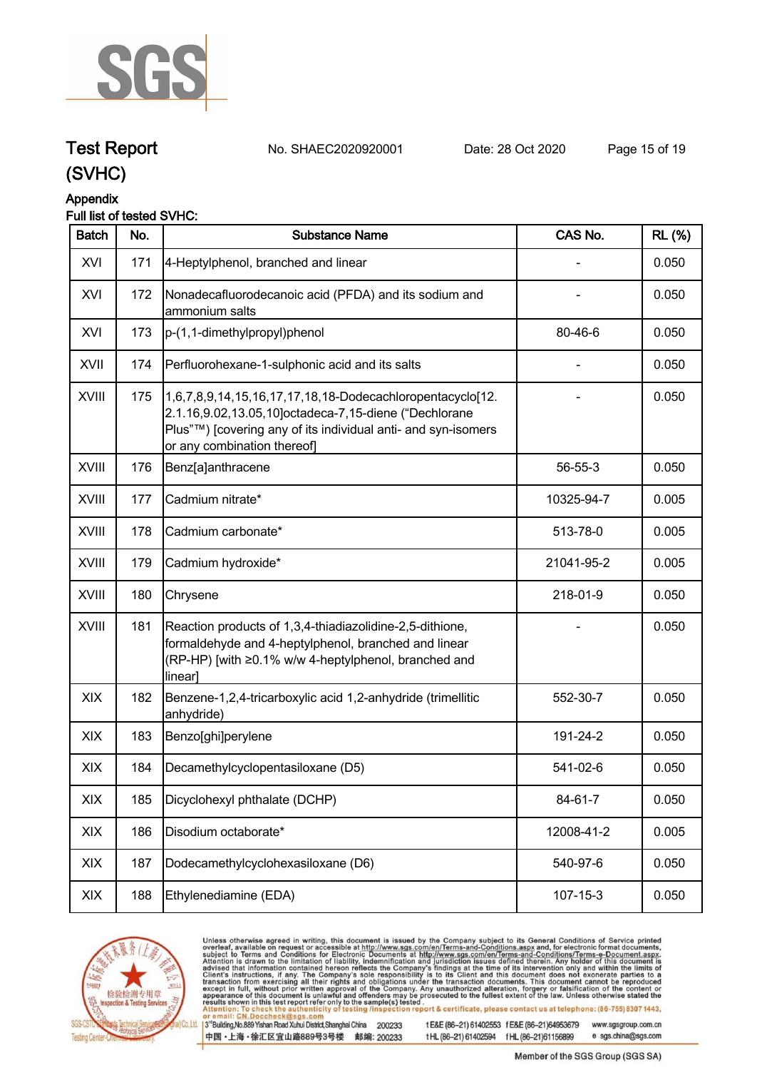# Test Report (SVHC)

No. SHAEC2020920001 Date: 28 Oct 2020

## Appendix

Full list of tested SVHC:

| Batch | No. | Substance Name | CAS No. | RL (%) |
|---|---|---|---|---|
| XVI | 171 | 4-Heptylphenol, branched and linear | - | 0.050 |
| XVI | 172 | Nonadecafluorodecanoic acid (PFDA) and its sodium and ammonium salts | - | 0.050 |
| XVI | 173 | p-(1,1-dimethylpropyl)phenol | 80-46-6 | 0.050 |
| XVII | 174 | Perfluorohexane-1-sulphonic acid and its salts | - | 0.050 |
| XVIII | 175 | 1,6,7,8,9,14,15,16,17,17,18,18-Dodecachloropentacyclo[12.2.1.16,9.02,13.05,10]octadeca-7,15-diene ("Dechlorane Plus"™) [covering any of its individual anti- and syn-isomers or any combination thereof] | - | 0.050 |
| XVIII | 176 | Benz[a]anthracene | 56-55-3 | 0.050 |
| XVIII | 177 | Cadmium nitrate* | 10325-94-7 | 0.005 |
| XVIII | 178 | Cadmium carbonate* | 513-78-0 | 0.005 |
| XVIII | 179 | Cadmium hydroxide* | 21041-95-2 | 0.005 |
| XVIII | 180 | Chrysene | 218-01-9 | 0.050 |
| XVIII | 181 | Reaction products of 1,3,4-thiadiazolidine-2,5-dithione, formaldehyde and 4-heptylphenol, branched and linear (RP-HP) [with ≥0.1% w/w 4-heptylphenol, branched and linear] | - | 0.050 |
| XIX | 182 | Benzene-1,2,4-tricarboxylic acid 1,2-anhydride (trimellitic anhydride) | 552-30-7 | 0.050 |
| XIX | 183 | Benzo[ghi]perylene | 191-24-2 | 0.050 |
| XIX | 184 | Decamethylcyclopentasiloxane (D5) | 541-02-6 | 0.050 |
| XIX | 185 | Dicyclohexyl phthalate (DCHP) | 84-61-7 | 0.050 |
| XIX | 186 | Disodium octaborate* | 12008-41-2 | 0.005 |
| XIX | 187 | Dodecamethylcyclohexasiloxane (D6) | 540-97-6 | 0.050 |
| XIX | 188 | Ethylenediamine (EDA) | 107-15-3 | 0.050 |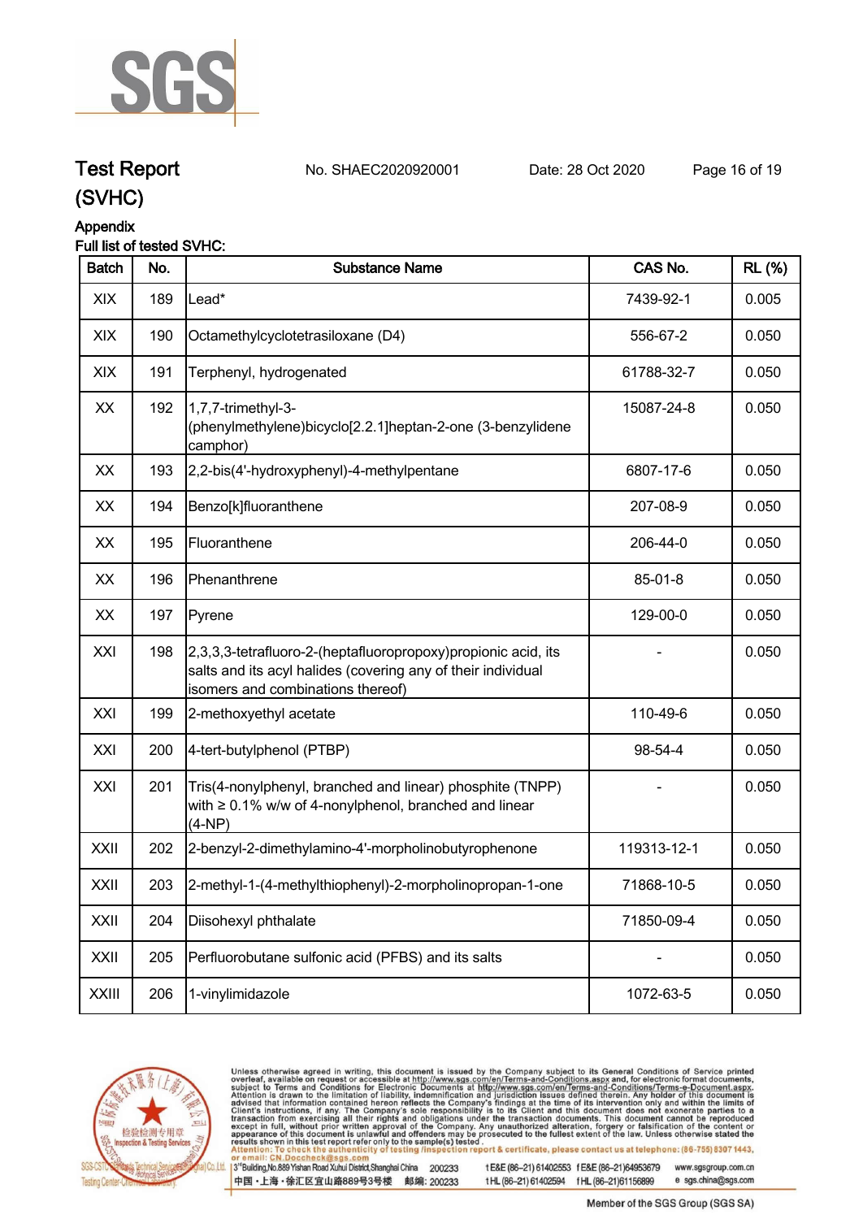Test Report (SVHC) No. SHAEC2020920001 Date: 28 Oct 2020

Appendix

Full list of tested SVHC:

| Batch | No. | Substance Name | CAS No. | RL (%) |
|---|---|---|---|---|
| XIX | 189 | Lead* | 7439-92-1 | 0.005 |
| XIX | 190 | Octamethylcyclotetrasiloxane (D4) | 556-67-2 | 0.050 |
| XIX | 191 | Terphenyl, hydrogenated | 61788-32-7 | 0.050 |
| XX | 192 | 1,7,7-trimethyl-3-(phenylmethylene)bicyclo[2.2.1]heptan-2-one (3-benzylidene camphor) | 15087-24-8 | 0.050 |
| XX | 193 | 2,2-bis(4'-hydroxyphenyl)-4-methylpentane | 6807-17-6 | 0.050 |
| XX | 194 | Benzo[k]fluoranthene | 207-08-9 | 0.050 |
| XX | 195 | Fluoranthene | 206-44-0 | 0.050 |
| XX | 196 | Phenanthrene | 85-01-8 | 0.050 |
| XX | 197 | Pyrene | 129-00-0 | 0.050 |
| XXI | 198 | 2,3,3,3-tetrafluoro-2-(heptafluoropropoxy)propionic acid, its salts and its acyl halides (covering any of their individual isomers and combinations thereof) | - | 0.050 |
| XXI | 199 | 2-methoxyethyl acetate | 110-49-6 | 0.050 |
| XXI | 200 | 4-tert-butylphenol (PTBP) | 98-54-4 | 0.050 |
| XXI | 201 | Tris(4-nonylphenyl, branched and linear) phosphite (TNPP) with ≥ 0.1% w/w of 4-nonylphenol, branched and linear (4-NP) | - | 0.050 |
| XXII | 202 | 2-benzyl-2-dimethylamino-4'-morpholinobutyrophenone | 119313-12-1 | 0.050 |
| XXII | 203 | 2-methyl-1-(4-methylthiophenyl)-2-morpholinopropan-1-one | 71868-10-5 | 0.050 |
| XXII | 204 | Diisohexyl phthalate | 71850-09-4 | 0.050 |
| XXII | 205 | Perfluorobutane sulfonic acid (PFBS) and its salts | - | 0.050 |
| XXIII | 206 | 1-vinylimidazole | 1072-63-5 | 0.050 |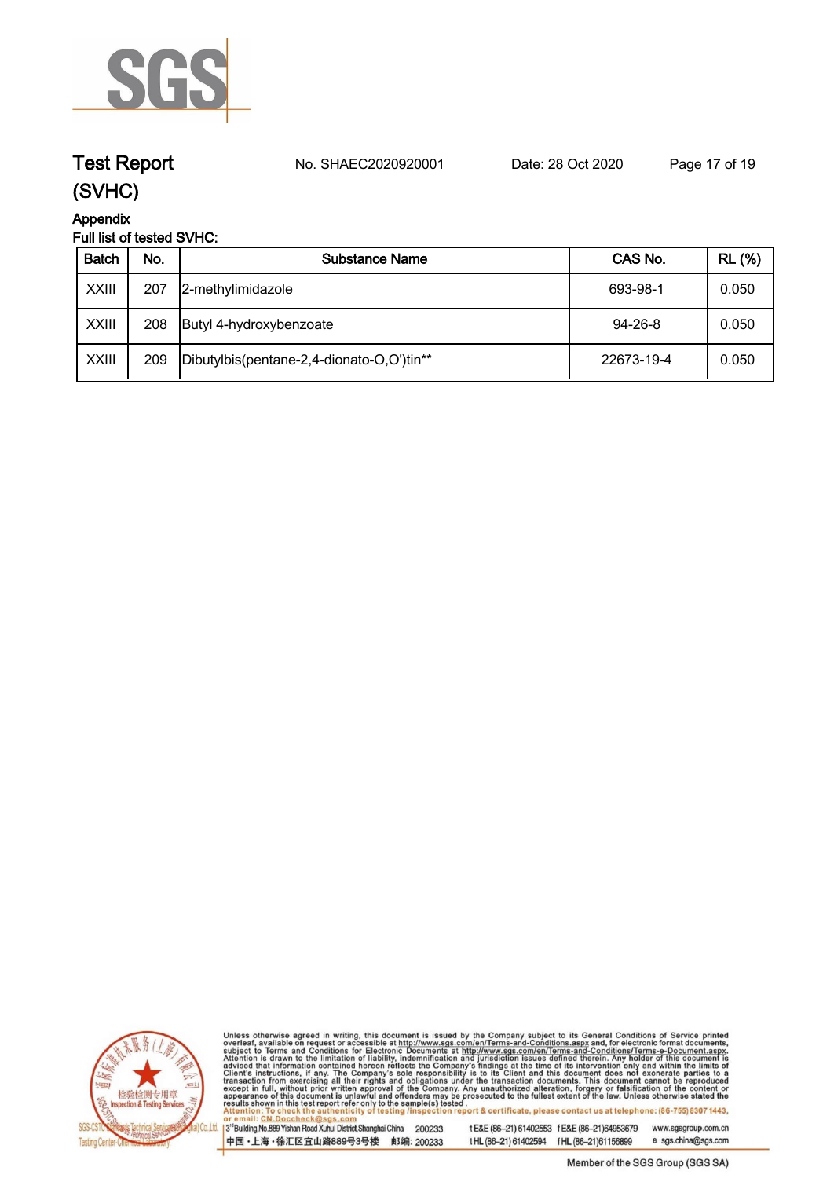## Appendix

Full list of tested SVHC:

| Batch | No. | Substance Name | CAS No. | RL (%) |
|---|---|---|---|---|
| XXIII | 207 | 2-methylimidazole | 693-98-1 | 0.050 |
| XXIII | 208 | Butyl 4-hydroxybenzoate | 94-26-8 | 0.050 |
| XXIII | 209 | Dibutylbis(pentane-2,4-dionato-O,O')tin** | 22673-19-4 | 0.050 |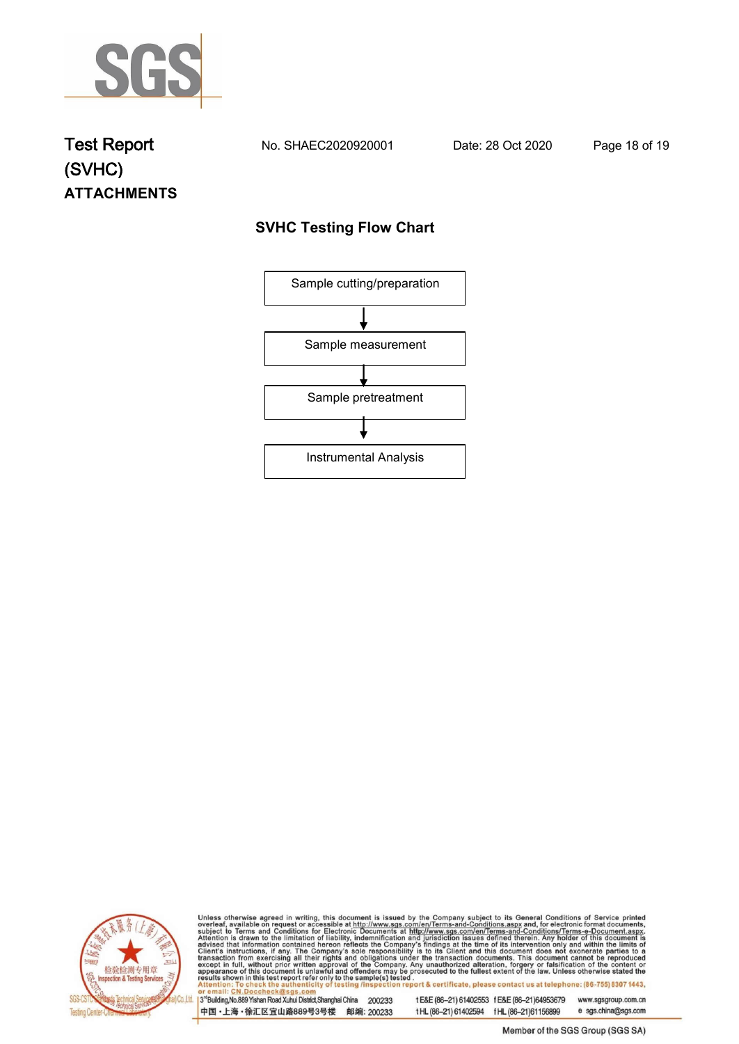# Test Report (SVHC)

No. SHAEC2020920001 Date: 28 Oct 2020

**ATTACHMENTS**

## SVHC Testing Flow Chart

Sample cutting/preparation

↓

Sample measurement

↓

Sample pretreatment

↓

Instrumental Analysis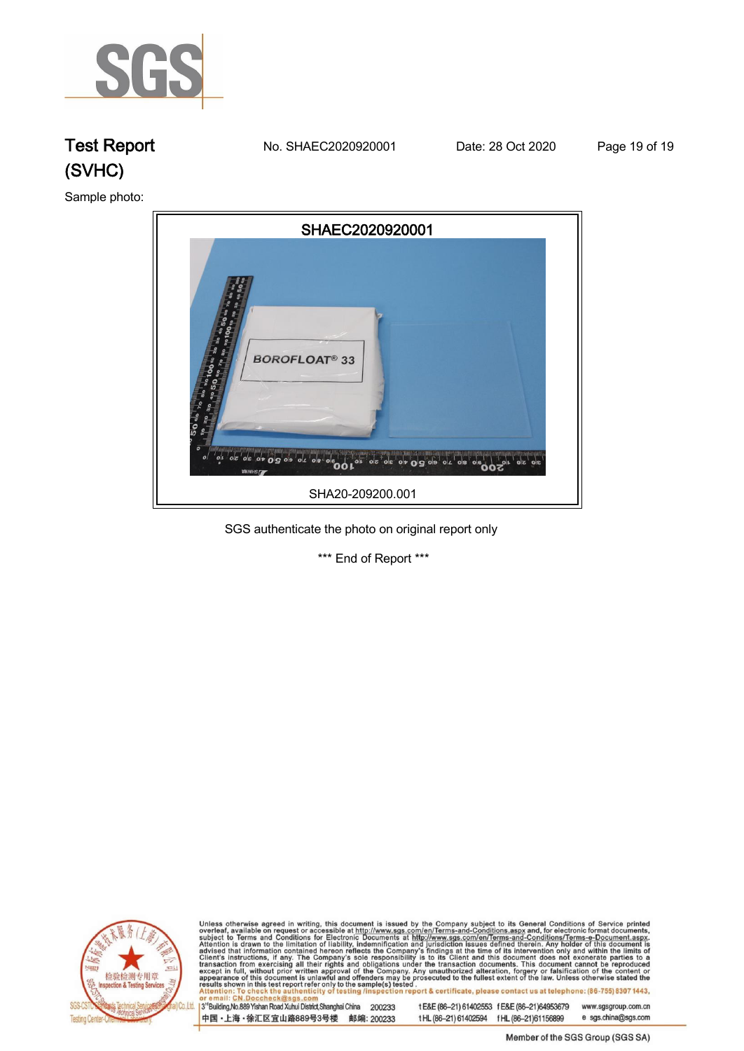# Test Report (SVHC)

No. SHAEC2020920001 Date: 28 Oct 2020

Sample photo:

SHAEC2020920001

SHA20-209200.001

SGS authenticate the photo on original report only

*** End of Report ***

Unless otherwise agreed in writing, this document is issued by the Company subject to its General Conditions of Service printed overleaf, available on request or accessible at http://www.sgs.com/en/Terms-and-Conditions.aspx and, for electronic format documents, subject to Terms and Conditions for Electronic Documents at http://www.sgs.com/en/Terms-and-Conditions/Terms-e-Document.aspx. Attention is drawn to the limitation of liability, indemnification and jurisdiction issues defined therein. Any holder of this document is advised that information contained hereon reflects the Company's findings at the time of its intervention only and within the limits of Client's instructions, if any. The Company's sole responsibility is to its Client and this document does not exonerate parties to a transaction from exercising all their rights and obligations under the transaction documents. This document cannot be reproduced except in full, without prior written approval of the Company. Any unauthorized alteration, forgery or falsification of the content or appearance of this document is unlawful and offenders may be prosecuted to the fullest extent of the law. Unless otherwise stated the results shown in this test report refer only to the sample(s) tested.
Attention: To check the authenticity of testing /inspection report & certificate, please contact us at telephone: (86-755) 8307 1443, or email: CN.Doccheck@sgs.com

3rd Building, No.889 Yishan Road Xuhui District, Shanghai China 200233 t E&E (86-21) 61402553 f E&E (86-21) 64953679 www.sgsgroup.com.cn
中国・上海・徐汇区宜山路889号3号楼 邮编: 200233 t HL (86-21) 61402594 f HL (86-21) 61156899 e sgs.china@sgs.com

Member of the SGS Group (SGS SA)